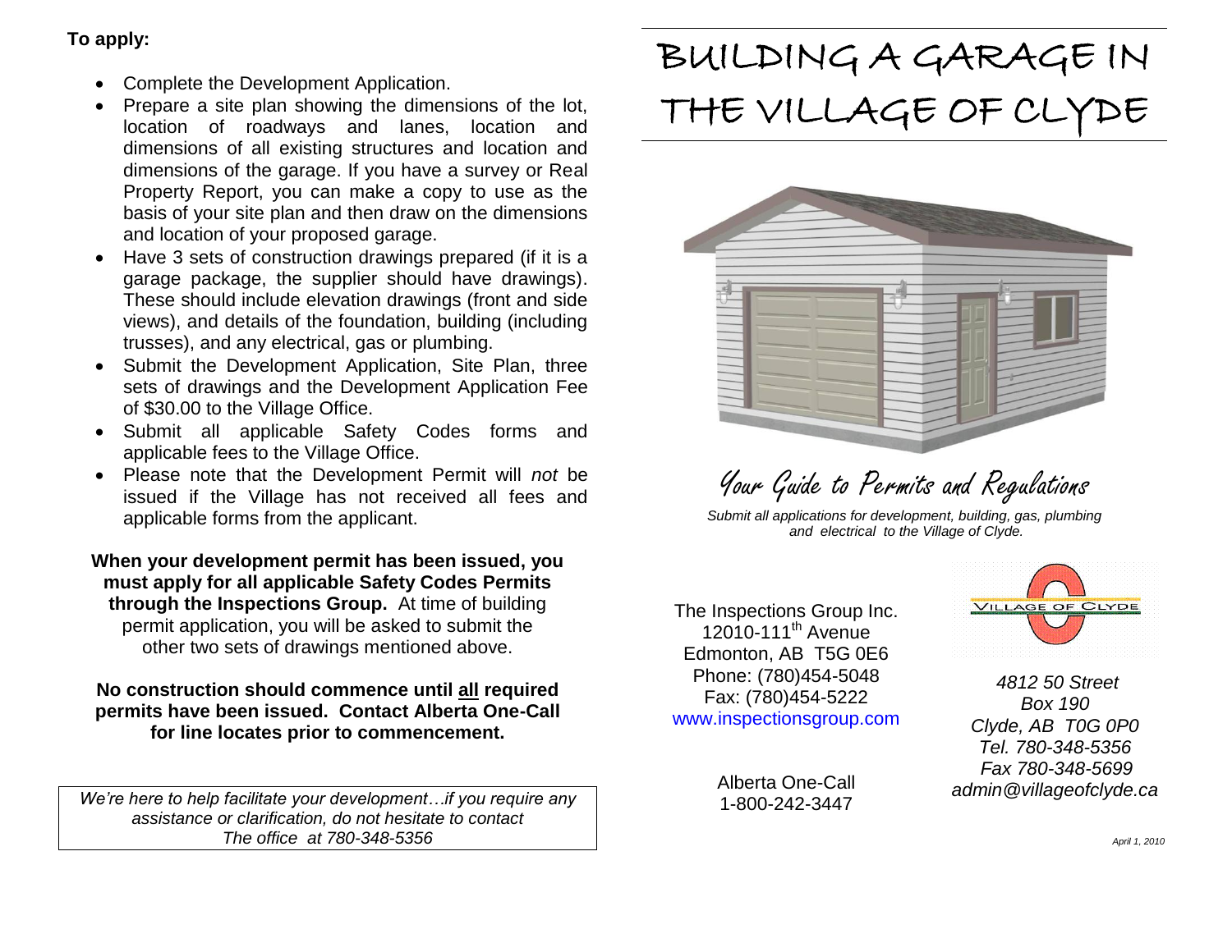**To apply:**

- Complete the Development Application.
- Prepare a site plan showing the dimensions of the lot, location of roadways and lanes, location and dimensions of all existing structures and location and dimensions of the garage. If you have a survey or Real Property Report, you can make a copy to use as the basis of your site plan and then draw on the dimensions and location of your proposed garage.
- Have 3 sets of construction drawings prepared (if it is a garage package, the supplier should have drawings). These should include elevation drawings (front and side views), and details of the foundation, building (including trusses), and any electrical, gas or plumbing.
- Submit the Development Application, Site Plan, three sets of drawings and the Development Application Fee of $30.00 to the Village Office.
- Submit all applicable Safety Codes forms and applicable fees to the Village Office.
- Please note that the Development Permit will *not* be issued if the Village has not received all fees and applicable forms from the applicant.

**When your development permit has been issued, you must apply for all applicable Safety Codes Permits through the Inspections Group.** At time of building permit application, you will be asked to submit the other two sets of drawings mentioned above.

**No construction should commence until all required permits have been issued. Contact Alberta One-Call for line locates prior to commencement.**

*We're here to help facilitate your development…if you require any assistance or clarification, do not hesitate to contact The office at 780-348-5356*

# BUILDING A GARAGE IN THE VILLAGE OF CLYDE

## Your Guide to Permits and Regulations

*Submit all applications for development, building, gas, plumbing and electrical to the Village of Clyde.*

The Inspections Group Inc.
12010-111th Avenue
Edmonton, AB T5G 0E6
Phone: (780)454-5048
Fax: (780)454-5222
www.inspectionsgroup.com

Alberta One-Call
1-800-242-3447

VILLAGE OF CLYDE

*4812 50 Street*
*Box 190*
*Clyde, AB T0G 0P0*
*Tel. 780-348-5356*
*Fax 780-348-5699*
*admin@villageofclyde.ca*

*April 1, 2010*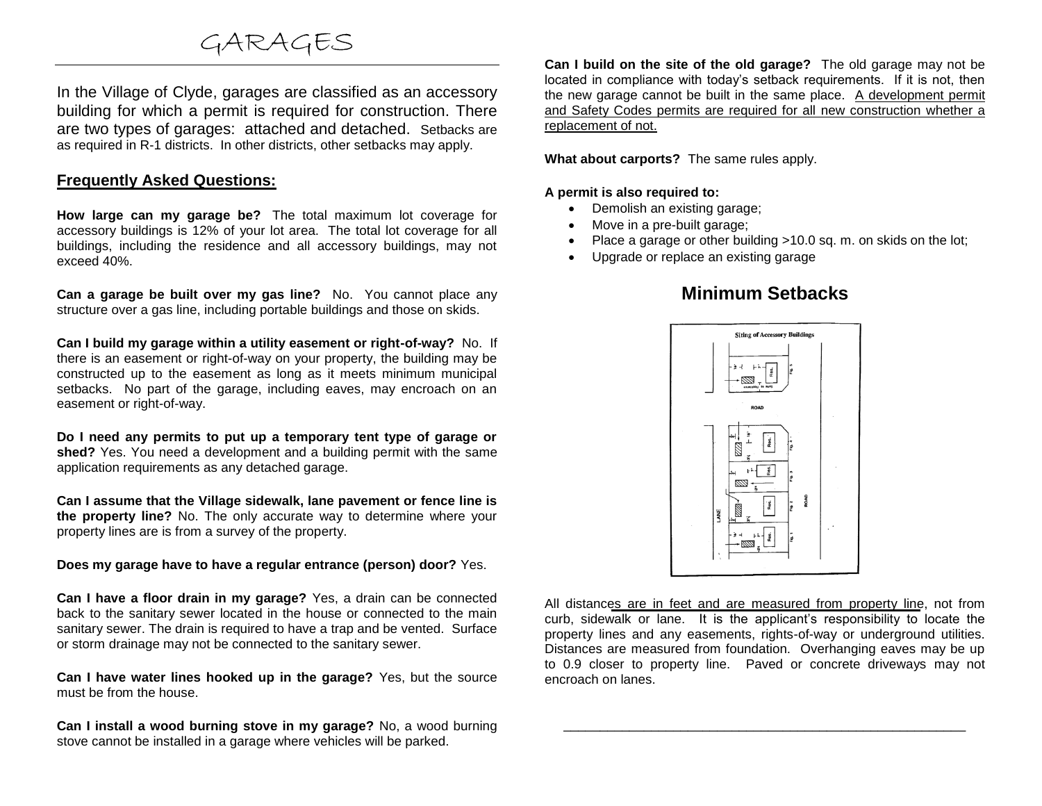# GARAGES

In the Village of Clyde, garages are classified as an accessory building for which a permit is required for construction. There are two types of garages: attached and detached. Setbacks are as required in R-1 districts. In other districts, other setbacks may apply.

## Frequently Asked Questions:

**How large can my garage be?** The total maximum lot coverage for accessory buildings is 12% of your lot area. The total lot coverage for all buildings, including the residence and all accessory buildings, may not exceed 40%.

**Can a garage be built over my gas line?** No. You cannot place any structure over a gas line, including portable buildings and those on skids.

**Can I build my garage within a utility easement or right-of-way?** No. If there is an easement or right-of-way on your property, the building may be constructed up to the easement as long as it meets minimum municipal setbacks. No part of the garage, including eaves, may encroach on an easement or right-of-way.

**Do I need any permits to put up a temporary tent type of garage or shed?** Yes. You need a development and a building permit with the same application requirements as any detached garage.

**Can I assume that the Village sidewalk, lane pavement or fence line is the property line?** No. The only accurate way to determine where your property lines are is from a survey of the property.

**Does my garage have to have a regular entrance (person) door?** Yes.

**Can I have a floor drain in my garage?** Yes, a drain can be connected back to the sanitary sewer located in the house or connected to the main sanitary sewer. The drain is required to have a trap and be vented. Surface or storm drainage may not be connected to the sanitary sewer.

**Can I have water lines hooked up in the garage?** Yes, but the source must be from the house.

**Can I install a wood burning stove in my garage?** No, a wood burning stove cannot be installed in a garage where vehicles will be parked.

**Can I build on the site of the old garage?** The old garage may not be located in compliance with today's setback requirements. If it is not, then the new garage cannot be built in the same place. A development permit and Safety Codes permits are required for all new construction whether a replacement of not.

**What about carports?** The same rules apply.

**A permit is also required to:**

- Demolish an existing garage;
- Move in a pre-built garage;
- Place a garage or other building >10.0 sq. m. on skids on the lot;
- Upgrade or replace an existing garage

## Minimum Setbacks

Siting of Accessory Buildings

ROAD

LANE

All distances are in feet and are measured from property line, not from curb, sidewalk or lane. It is the applicant's responsibility to locate the property lines and any easements, rights-of-way or underground utilities. Distances are measured from foundation. Overhanging eaves may be up to 0.9 closer to property line. Paved or concrete driveways may not encroach on lanes.